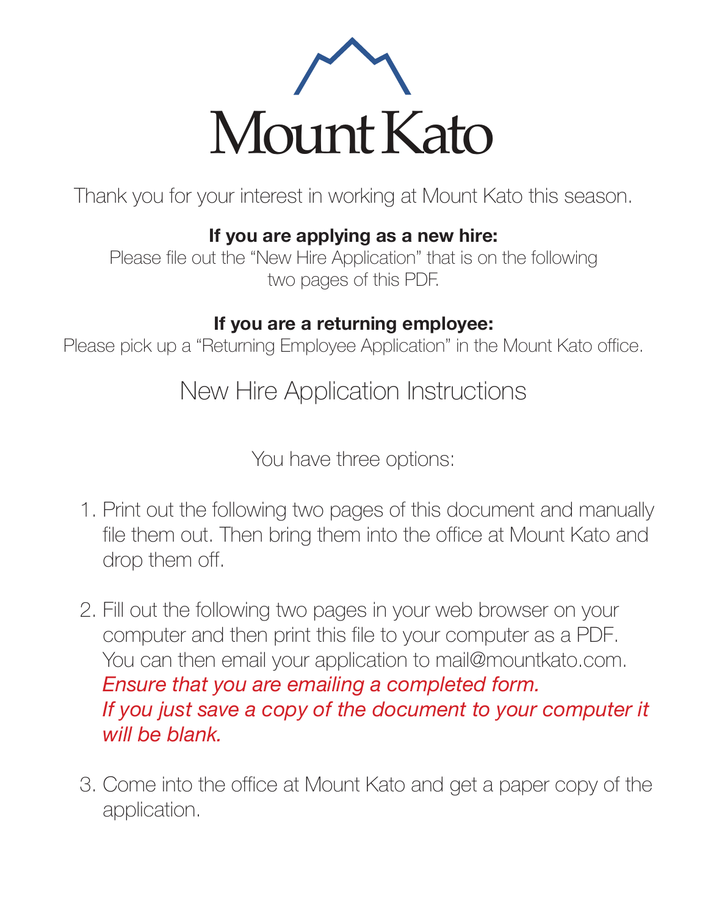# Mount Kato

Thank you for your interest in working at Mount Kato this season.

**If you are applying as a new hire:**
Please file out the "New Hire Application" that is on the following two pages of this PDF.

**If you are a returning employee:**
Please pick up a "Returning Employee Application" in the Mount Kato office.

## New Hire Application Instructions

You have three options:

1. Print out the following two pages of this document and manually file them out. Then bring them into the office at Mount Kato and drop them off.

2. Fill out the following two pages in your web browser on your computer and then print this file to your computer as a PDF. You can then email your application to mail@mountkato.com. *Ensure that you are emailing a completed form. If you just save a copy of the document to your computer it will be blank.*

3. Come into the office at Mount Kato and get a paper copy of the application.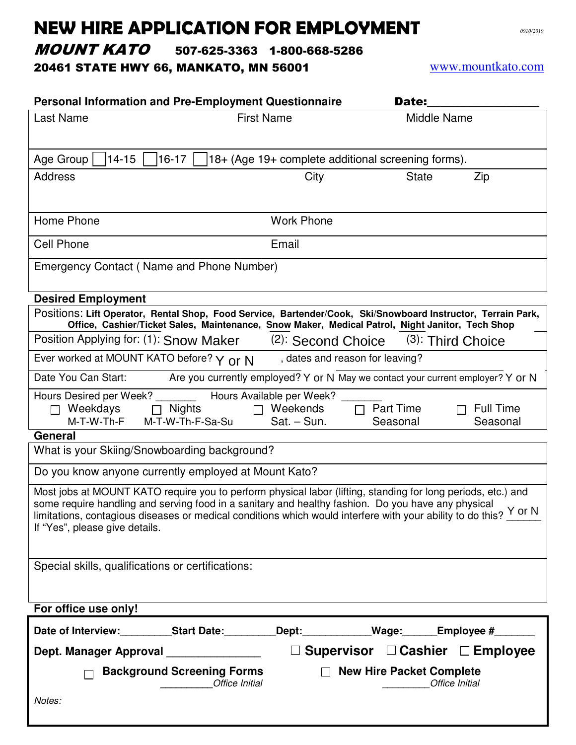# NEW HIRE APPLICATION FOR ENFORMENT

*0910/2019*

## *MOUNT KATO* 507-625-3363 1-800-668-5286

**20461 STATE HWY 66, MANKATO, MN 56001** www.mountkato.com

**Personal Information and Pre-Employment Questionnaire** **Date:**_________________

| Last Name | First Name | Middle Name |
|---|---|---|
| | | |

Age Group ☐ 14-15 ☐ 16-17 ☐ 18+ (Age 19+ complete additional screening forms).

| Address | City | State | Zip |
|---|---|---|---|
| | | | |

| Home Phone | Work Phone |
|---|---|
| **Cell Phone** | **Email** |

Emergency Contact ( Name and Phone Number)

**Desired Employment**

Positions: **Lift Operator, Rental Shop, Food Service, Bartender/Cook, Ski/Snowboard Instructor, Terrain Park, Office, Cashier/Ticket Sales, Maintenance, Snow Maker, Medical Patrol, Night Janitor, Tech Shop**

Position Applying for: (1): Snow Maker (2): Second Choice (3): Third Choice

Ever worked at MOUNT KATO before? Y or N , dates and reason for leaving?

Date You Can Start: Are you currently employed? Y or N May we contact your current employer? Y or N

Hours Desired per Week? _______ Hours Available per Week? _______

☐ Weekdays M-T-W-Th-F ☐ Nights M-T-W-Th-F-Sa-Su ☐ Weekends Sat. – Sun. ☐ Part Time Seasonal ☐ Full Time Seasonal

**General**

What is your Skiing/Snowboarding background?

Do you know anyone currently employed at Mount Kato?

Most jobs at MOUNT KATO require you to perform physical labor (lifting, standing for long periods, etc.) and some require handling and serving food in a sanitary and healthy fashion. Do you have any physical limitations, contagious diseases or medical conditions which would interfere with your ability to do this? Y or N
If "Yes", please give details.

Special skills, qualifications or certifications:

**For office use only!**

**Date of Interview:**_________ **Start Date:**_________ **Dept:**____________ **Wage:**______ **Employee #**_______

**Dept. Manager Approval** _______________ ☐ **Supervisor** ☐ **Cashier** ☐ **Employee**

☐ **Background Screening Forms** _________*Office Initial* ☐ **New Hire Packet Complete** _________*Office Initial*

*Notes:*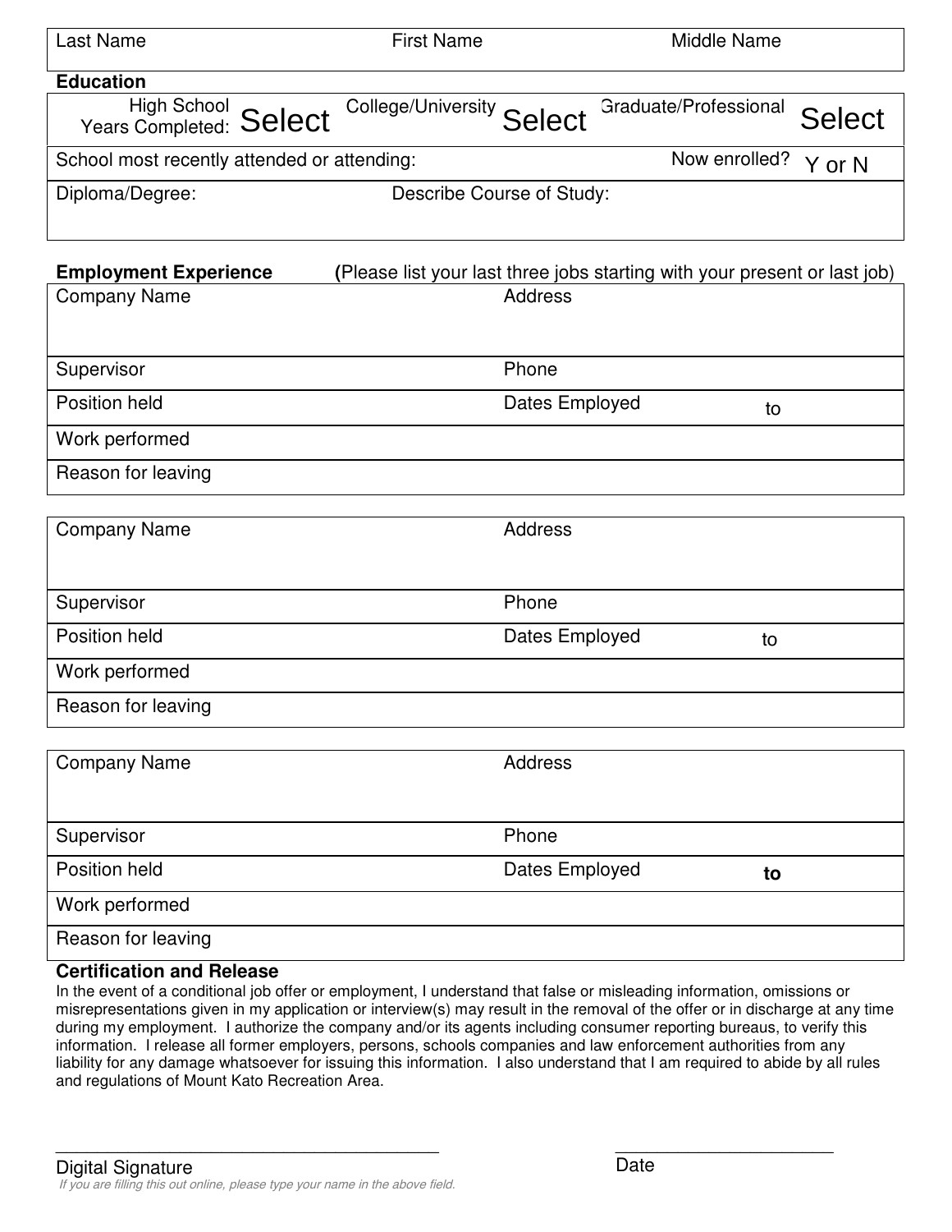| Last Name | First Name | Middle Name |
| --- | --- | --- |

**Education**

| | | | | | |
| --- | --- | --- | --- | --- | --- |
| High School Years Completed: | Select | College/University | Select | Graduate/Professional | Select |
| School most recently attended or attending: | | | | Now enrolled? | Y or N |
| Diploma/Degree: | | Describe Course of Study: | | | |

**Employment Experience** (Please list your last three jobs starting with your present or last job)

| | | |
| --- | --- | --- |
| Company Name | Address | |
| Supervisor | Phone | |
| Position held | Dates Employed | to |
| Work performed | | |
| Reason for leaving | | |

| | | |
| --- | --- | --- |
| Company Name | Address | |
| Supervisor | Phone | |
| Position held | Dates Employed | to |
| Work performed | | |
| Reason for leaving | | |

| | | |
| --- | --- | --- |
| Company Name | Address | |
| Supervisor | Phone | |
| Position held | Dates Employed | **to** |
| Work performed | | |
| Reason for leaving | | |

**Certification and Release**

In the event of a conditional job offer or employment, I understand that false or misleading information, omissions or misrepresentations given in my application or interview(s) may result in the removal of the offer or in discharge at any time during my employment. I authorize the company and/or its agents including consumer reporting bureaus, to verify this information. I release all former employers, persons, schools companies and law enforcement authorities from any liability for any damage whatsoever for issuing this information. I also understand that I am required to abide by all rules and regulations of Mount Kato Recreation Area.

_______________________________________ Digital Signature

*If you are filling this out online, please type your name in the above field.*

_______________________ Date